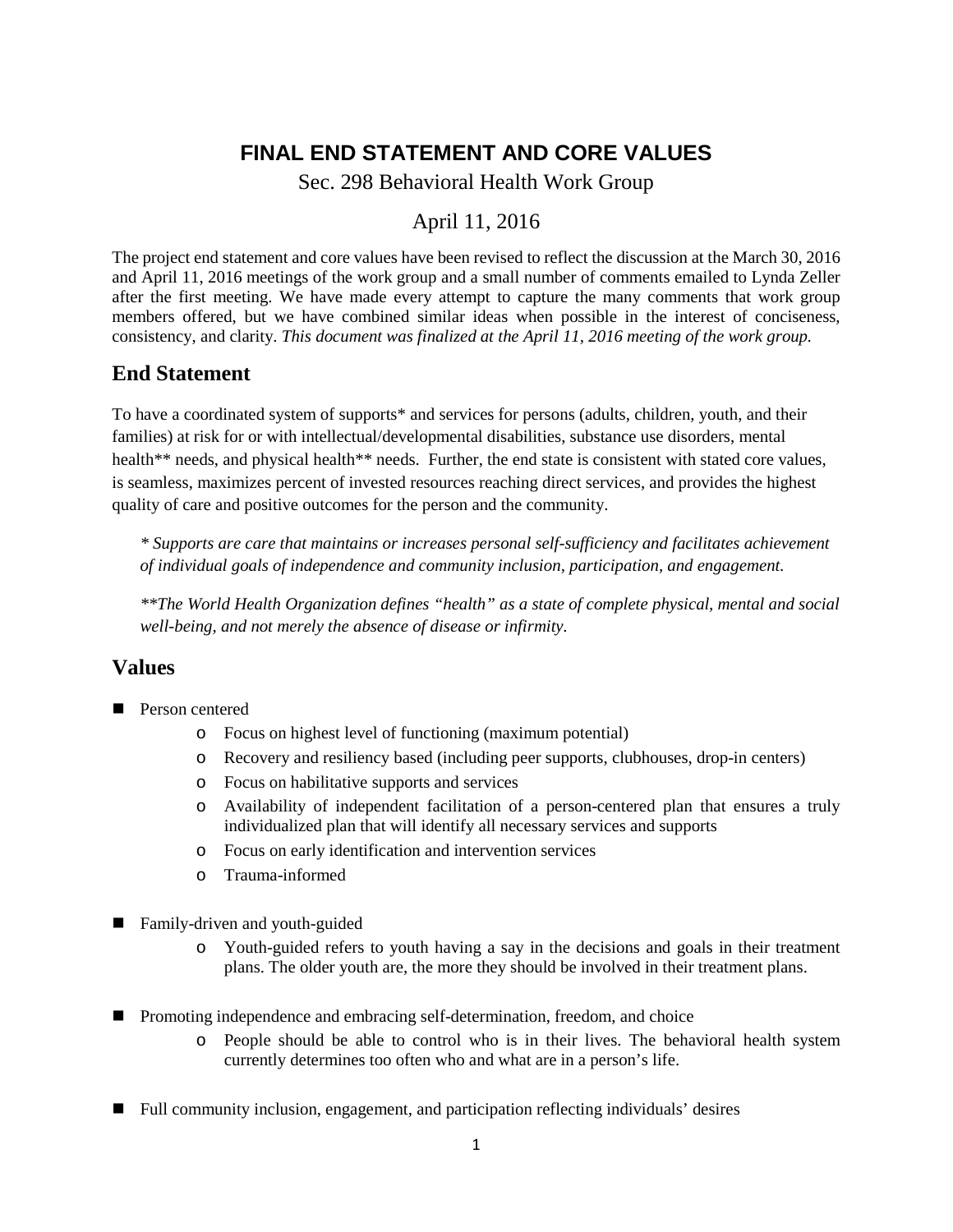# FINAL END STATEMENT AND CORE VALUES

Sec. 298 Behavioral Health Work Group

April 11, 2016

The project end statement and core values have been revised to reflect the discussion at the March 30, 2016 and April 11, 2016 meetings of the work group and a small number of comments emailed to Lynda Zeller after the first meeting. We have made every attempt to capture the many comments that work group members offered, but we have combined similar ideas when possible in the interest of conciseness, consistency, and clarity. *This document was finalized at the April 11, 2016 meeting of the work group.*

## End Statement

To have a coordinated system of supports* and services for persons (adults, children, youth, and their families) at risk for or with intellectual/developmental disabilities, substance use disorders, mental health** needs, and physical health** needs. Further, the end state is consistent with stated core values, is seamless, maximizes percent of invested resources reaching direct services, and provides the highest quality of care and positive outcomes for the person and the community.

> *\* Supports are care that maintains or increases personal self-sufficiency and facilitates achievement of individual goals of independence and community inclusion, participation, and engagement.*
>
> *\*\*The World Health Organization defines "health" as a state of complete physical, mental and social well-being, and not merely the absence of disease or infirmity.*

## Values

- Person centered
  - Focus on highest level of functioning (maximum potential)
  - Recovery and resiliency based (including peer supports, clubhouses, drop-in centers)
  - Focus on habilitative supports and services
  - Availability of independent facilitation of a person-centered plan that ensures a truly individualized plan that will identify all necessary services and supports
  - Focus on early identification and intervention services
  - Trauma-informed

- Family-driven and youth-guided
  - Youth-guided refers to youth having a say in the decisions and goals in their treatment plans. The older youth are, the more they should be involved in their treatment plans.

- Promoting independence and embracing self-determination, freedom, and choice
  - People should be able to control who is in their lives. The behavioral health system currently determines too often who and what are in a person's life.

- Full community inclusion, engagement, and participation reflecting individuals' desires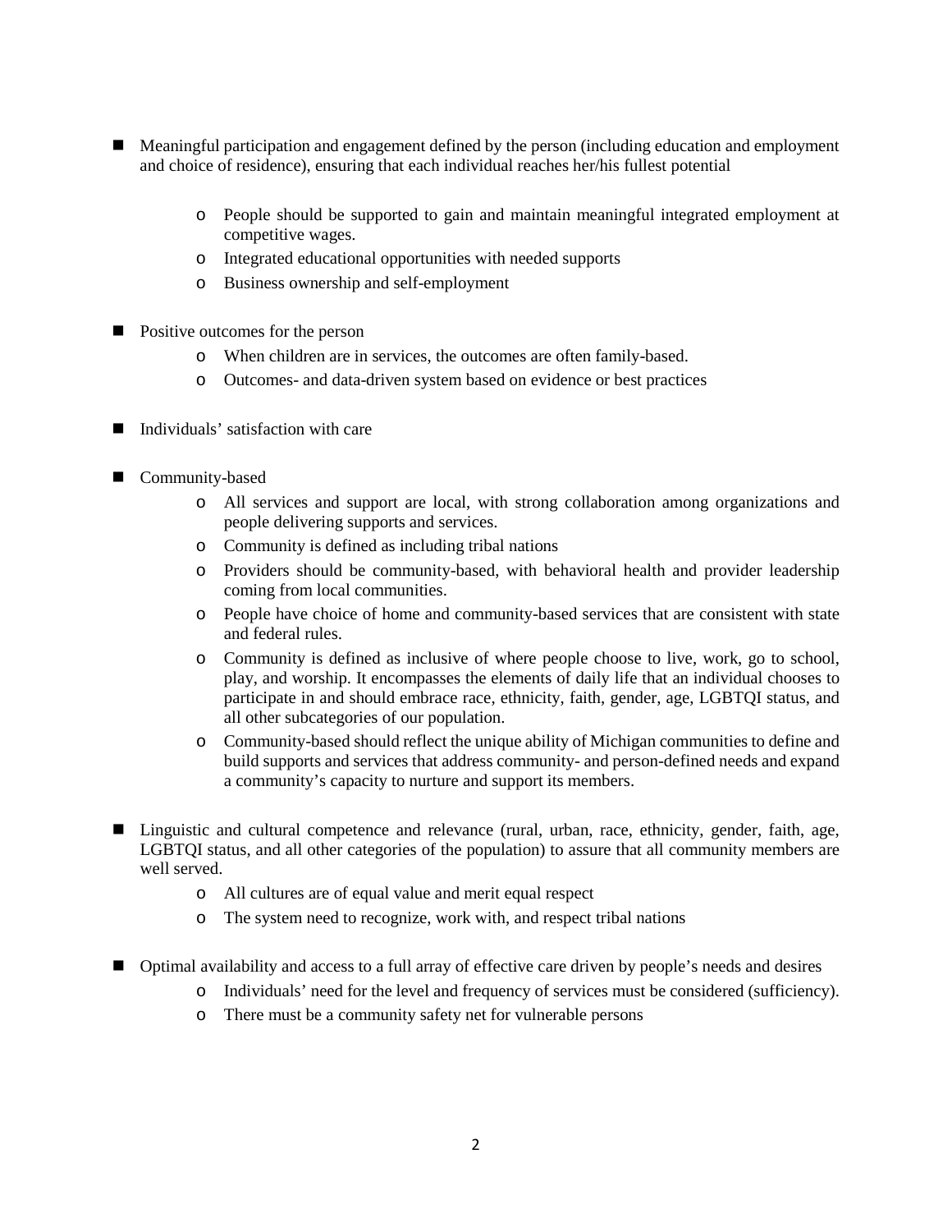- Meaningful participation and engagement defined by the person (including education and employment and choice of residence), ensuring that each individual reaches her/his fullest potential
    - People should be supported to gain and maintain meaningful integrated employment at competitive wages.
    - Integrated educational opportunities with needed supports
    - Business ownership and self-employment

- Positive outcomes for the person
    - When children are in services, the outcomes are often family-based.
    - Outcomes- and data-driven system based on evidence or best practices

- Individuals' satisfaction with care

- Community-based
    - All services and support are local, with strong collaboration among organizations and people delivering supports and services.
    - Community is defined as including tribal nations
    - Providers should be community-based, with behavioral health and provider leadership coming from local communities.
    - People have choice of home and community-based services that are consistent with state and federal rules.
    - Community is defined as inclusive of where people choose to live, work, go to school, play, and worship. It encompasses the elements of daily life that an individual chooses to participate in and should embrace race, ethnicity, faith, gender, age, LGBTQI status, and all other subcategories of our population.
    - Community-based should reflect the unique ability of Michigan communities to define and build supports and services that address community- and person-defined needs and expand a community's capacity to nurture and support its members.

- Linguistic and cultural competence and relevance (rural, urban, race, ethnicity, gender, faith, age, LGBTQI status, and all other categories of the population) to assure that all community members are well served.
    - All cultures are of equal value and merit equal respect
    - The system need to recognize, work with, and respect tribal nations

- Optimal availability and access to a full array of effective care driven by people's needs and desires
    - Individuals' need for the level and frequency of services must be considered (sufficiency).
    - There must be a community safety net for vulnerable persons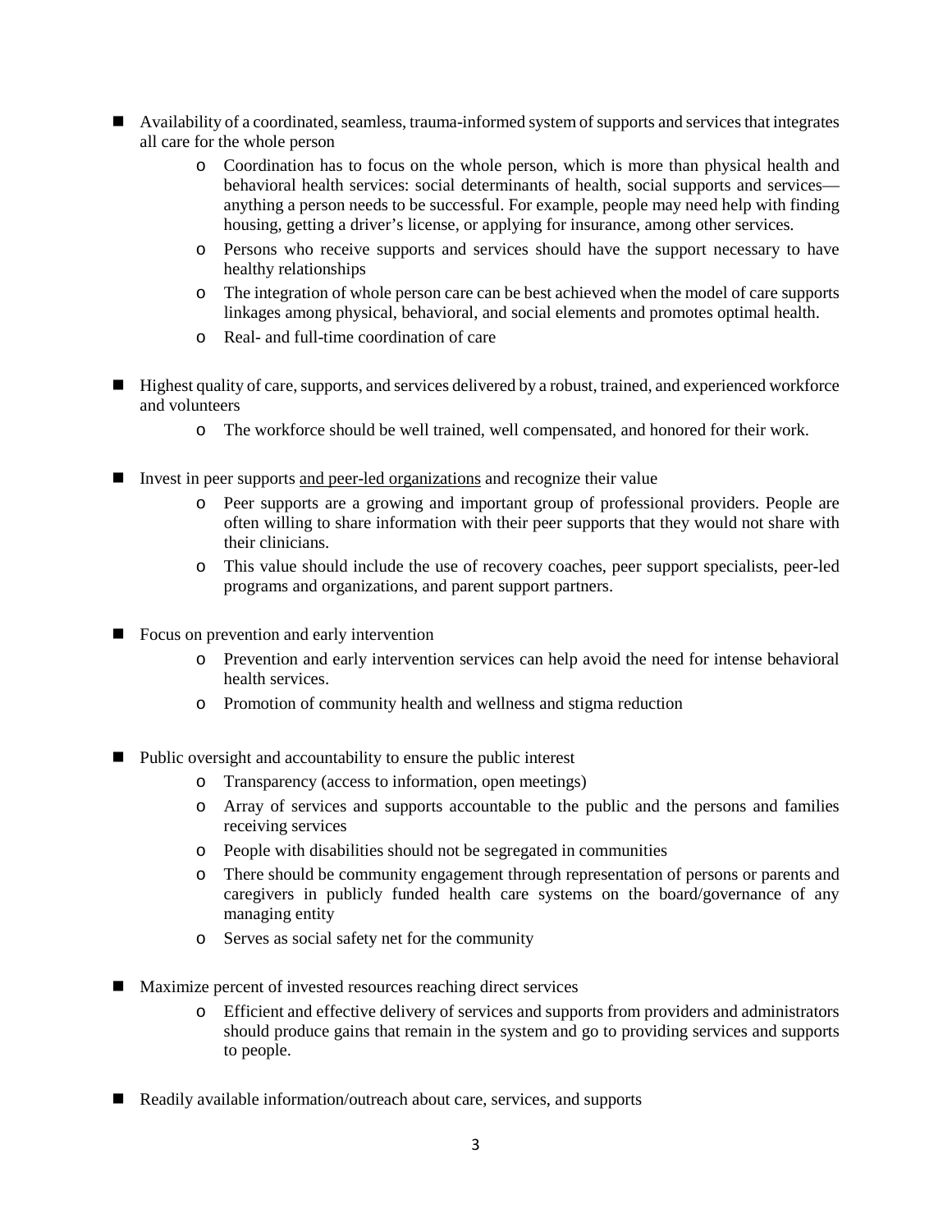- Availability of a coordinated, seamless, trauma-informed system of supports and services that integrates all care for the whole person
    - Coordination has to focus on the whole person, which is more than physical health and behavioral health services: social determinants of health, social supports and services—anything a person needs to be successful. For example, people may need help with finding housing, getting a driver's license, or applying for insurance, among other services.
    - Persons who receive supports and services should have the support necessary to have healthy relationships
    - The integration of whole person care can be best achieved when the model of care supports linkages among physical, behavioral, and social elements and promotes optimal health.
    - Real- and full-time coordination of care

- Highest quality of care, supports, and services delivered by a robust, trained, and experienced workforce and volunteers
    - The workforce should be well trained, well compensated, and honored for their work.

- Invest in peer supports <u>and peer-led organizations</u> and recognize their value
    - Peer supports are a growing and important group of professional providers. People are often willing to share information with their peer supports that they would not share with their clinicians.
    - This value should include the use of recovery coaches, peer support specialists, peer-led programs and organizations, and parent support partners.

- Focus on prevention and early intervention
    - Prevention and early intervention services can help avoid the need for intense behavioral health services.
    - Promotion of community health and wellness and stigma reduction

- Public oversight and accountability to ensure the public interest
    - Transparency (access to information, open meetings)
    - Array of services and supports accountable to the public and the persons and families receiving services
    - People with disabilities should not be segregated in communities
    - There should be community engagement through representation of persons or parents and caregivers in publicly funded health care systems on the board/governance of any managing entity
    - Serves as social safety net for the community

- Maximize percent of invested resources reaching direct services
    - Efficient and effective delivery of services and supports from providers and administrators should produce gains that remain in the system and go to providing services and supports to people.

- Readily available information/outreach about care, services, and supports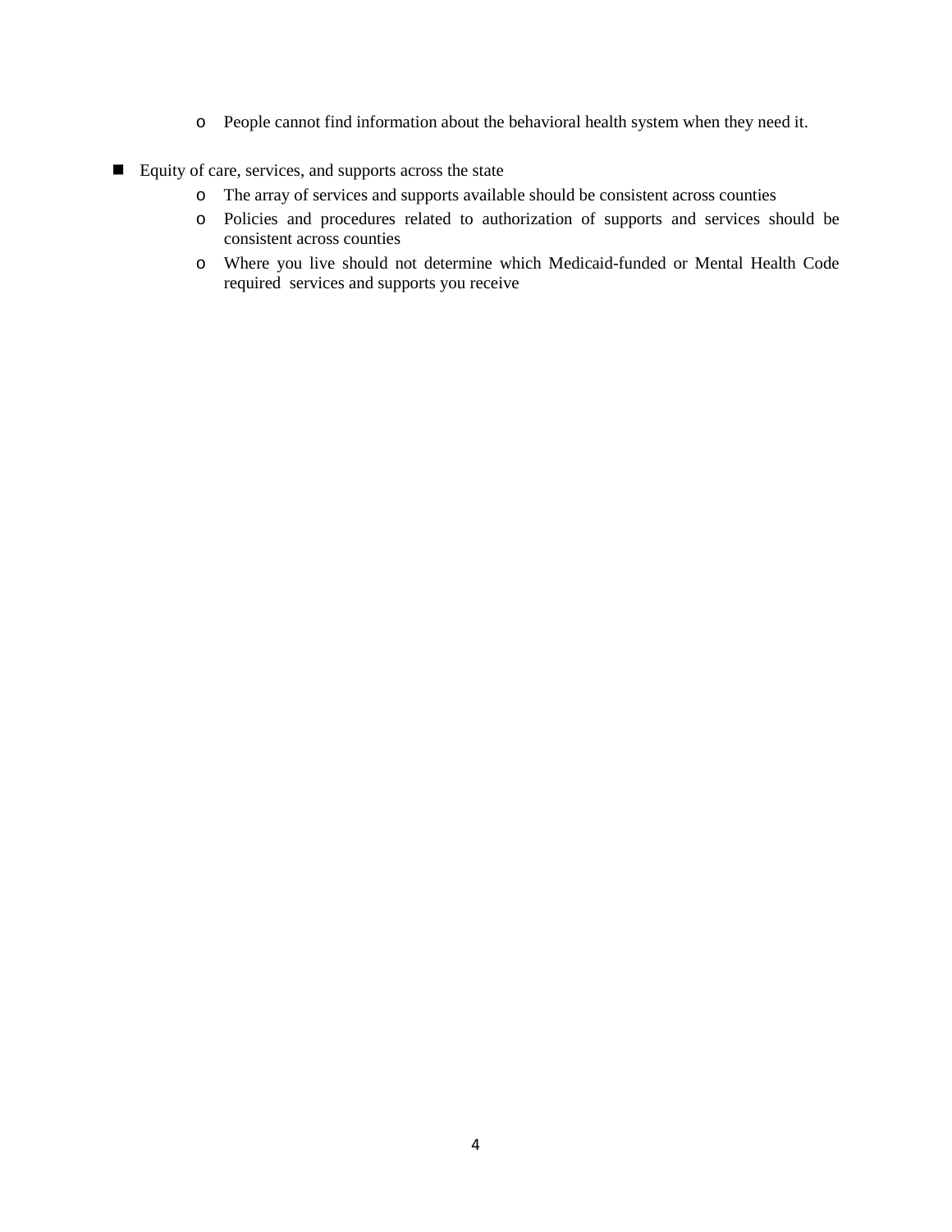- People cannot find information about the behavioral health system when they need it.

- Equity of care, services, and supports across the state
  - The array of services and supports available should be consistent across counties
  - Policies and procedures related to authorization of supports and services should be consistent across counties
  - Where you live should not determine which Medicaid-funded or Mental Health Code required services and supports you receive